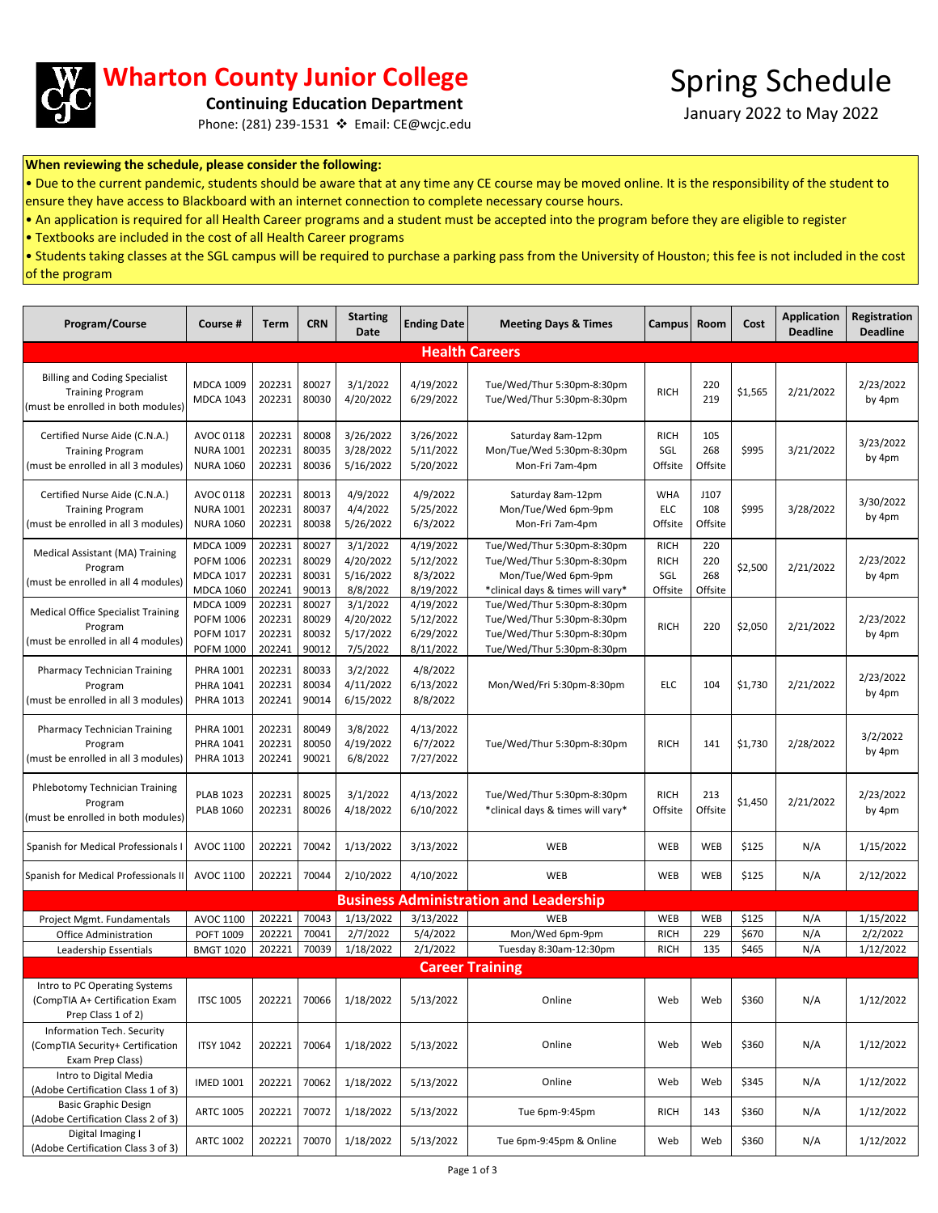# Wharton County Junior College

**Continuing Education Department**

Phone: (281) 239-1531 ❖ Email: CE@wcjc.edu

# Spring Schedule

January 2022 to May 2022

**When reviewing the schedule, please consider the following:**

- Due to the current pandemic, students should be aware that at any time any CE course may be moved online. It is the responsibility of the student to ensure they have access to Blackboard with an internet connection to complete necessary course hours.
- An application is required for all Health Career programs and a student must be accepted into the program before they are eligible to register
- Textbooks are included in the cost of all Health Career programs
- Students taking classes at the SGL campus will be required to purchase a parking pass from the University of Houston; this fee is not included in the cost of the program

| Program/Course | Course # | Term | CRN | Starting Date | Ending Date | Meeting Days & Times | Campus | Room | Cost | Application Deadline | Registration Deadline |
|---|---|---|---|---|---|---|---|---|---|---|---|
| **Health Careers** | | | | | | | | | | | |
| Billing and Coding Specialist Training Program (must be enrolled in both modules) | MDCA 1009<br>MDCA 1043 | 202231<br>202231 | 80027<br>80030 | 3/1/2022<br>4/20/2022 | 4/19/2022<br>6/29/2022 | Tue/Wed/Thur 5:30pm-8:30pm<br>Tue/Wed/Thur 5:30pm-8:30pm | RICH | 220<br>219 | $1,565 | 2/21/2022 | 2/23/2022 by 4pm |
| Certified Nurse Aide (C.N.A.) Training Program (must be enrolled in all 3 modules) | AVOC 0118<br>NURA 1001<br>NURA 1060 | 202231<br>202231<br>202231 | 80008<br>80035<br>80036 | 3/26/2022<br>3/28/2022<br>5/16/2022 | 3/26/2022<br>5/11/2022<br>5/20/2022 | Saturday 8am-12pm<br>Mon/Tue/Wed 5:30pm-8:30pm<br>Mon-Fri 7am-4pm | RICH<br>SGL<br>Offsite | 105<br>268<br>Offsite | $995 | 3/21/2022 | 3/23/2022 by 4pm |
| Certified Nurse Aide (C.N.A.) Training Program (must be enrolled in all 3 modules) | AVOC 0118<br>NURA 1001<br>NURA 1060 | 202231<br>202231<br>202231 | 80013<br>80037<br>80038 | 4/9/2022<br>4/4/2022<br>5/26/2022 | 4/9/2022<br>5/25/2022<br>6/3/2022 | Saturday 8am-12pm<br>Mon/Tue/Wed 6pm-9pm<br>Mon-Fri 7am-4pm | WHA<br>ELC<br>Offsite | J107<br>108<br>Offsite | $995 | 3/28/2022 | 3/30/2022 by 4pm |
| Medical Assistant (MA) Training Program (must be enrolled in all 4 modules) | MDCA 1009<br>POFM 1006<br>MDCA 1017<br>MDCA 1060 | 202231<br>202231<br>202231<br>202241 | 80027<br>80029<br>80031<br>90013 | 3/1/2022<br>4/20/2022<br>5/16/2022<br>8/8/2022 | 4/19/2022<br>5/12/2022<br>8/3/2022<br>8/19/2022 | Tue/Wed/Thur 5:30pm-8:30pm<br>Tue/Wed/Thur 5:30pm-8:30pm<br>Mon/Tue/Wed 6pm-9pm<br>*clinical days & times will vary* | RICH<br>RICH<br>SGL<br>Offsite | 220<br>220<br>268<br>Offsite | $2,500 | 2/21/2022 | 2/23/2022 by 4pm |
| Medical Office Specialist Training Program (must be enrolled in all 4 modules) | MDCA 1009<br>POFM 1006<br>POFM 1017<br>POFM 1000 | 202231<br>202231<br>202231<br>202241 | 80027<br>80029<br>80032<br>90012 | 3/1/2022<br>4/20/2022<br>5/17/2022<br>7/5/2022 | 4/19/2022<br>5/12/2022<br>6/29/2022<br>8/11/2022 | Tue/Wed/Thur 5:30pm-8:30pm<br>Tue/Wed/Thur 5:30pm-8:30pm<br>Tue/Wed/Thur 5:30pm-8:30pm<br>Tue/Wed/Thur 5:30pm-8:30pm | RICH | 220 | $2,050 | 2/21/2022 | 2/23/2022 by 4pm |
| Pharmacy Technician Training Program (must be enrolled in all 3 modules) | PHRA 1001<br>PHRA 1041<br>PHRA 1013 | 202231<br>202231<br>202241 | 80033<br>80034<br>90014 | 3/2/2022<br>4/11/2022<br>6/15/2022 | 4/8/2022<br>6/13/2022<br>8/8/2022 | Mon/Wed/Fri 5:30pm-8:30pm | ELC | 104 | $1,730 | 2/21/2022 | 2/23/2022 by 4pm |
| Pharmacy Technician Training Program (must be enrolled in all 3 modules) | PHRA 1001<br>PHRA 1041<br>PHRA 1013 | 202231<br>202231<br>202241 | 80049<br>80050<br>90021 | 3/8/2022<br>4/19/2022<br>6/8/2022 | 4/13/2022<br>6/7/2022<br>7/27/2022 | Tue/Wed/Thur 5:30pm-8:30pm | RICH | 141 | $1,730 | 2/28/2022 | 3/2/2022 by 4pm |
| Phlebotomy Technician Training Program (must be enrolled in both modules) | PLAB 1023<br>PLAB 1060 | 202231<br>202231 | 80025<br>80026 | 3/1/2022<br>4/18/2022 | 4/13/2022<br>6/10/2022 | Tue/Wed/Thur 5:30pm-8:30pm<br>*clinical days & times will vary* | RICH<br>Offsite | 213<br>Offsite | $1,450 | 2/21/2022 | 2/23/2022 by 4pm |
| Spanish for Medical Professionals I | AVOC 1100 | 202221 | 70042 | 1/13/2022 | 3/13/2022 | WEB | WEB | WEB | $125 | N/A | 1/15/2022 |
| Spanish for Medical Professionals II | AVOC 1100 | 202221 | 70044 | 2/10/2022 | 4/10/2022 | WEB | WEB | WEB | $125 | N/A | 2/12/2022 |
| **Business Administration and Leadership** | | | | | | | | | | | |
| Project Mgmt. Fundamentals | AVOC 1100 | 202221 | 70043 | 1/13/2022 | 3/13/2022 | WEB | WEB | WEB | $125 | N/A | 1/15/2022 |
| Office Administration | POFT 1009 | 202221 | 70041 | 2/7/2022 | 5/4/2022 | Mon/Wed 6pm-9pm | RICH | 229 | $670 | N/A | 2/2/2022 |
| Leadership Essentials | BMGT 1020 | 202221 | 70039 | 1/18/2022 | 2/1/2022 | Tuesday 8:30am-12:30pm | RICH | 135 | $465 | N/A | 1/12/2022 |
| **Career Training** | | | | | | | | | | | |
| Intro to PC Operating Systems (CompTIA A+ Certification Exam Prep Class 1 of 2) | ITSC 1005 | 202221 | 70066 | 1/18/2022 | 5/13/2022 | Online | Web | Web | $360 | N/A | 1/12/2022 |
| Information Tech. Security (CompTIA Security+ Certification Exam Prep Class) | ITSY 1042 | 202221 | 70064 | 1/18/2022 | 5/13/2022 | Online | Web | Web | $360 | N/A | 1/12/2022 |
| Intro to Digital Media (Adobe Certification Class 1 of 3) | IMED 1001 | 202221 | 70062 | 1/18/2022 | 5/13/2022 | Online | Web | Web | $345 | N/A | 1/12/2022 |
| Basic Graphic Design (Adobe Certification Class 2 of 3) | ARTC 1005 | 202221 | 70072 | 1/18/2022 | 5/13/2022 | Tue 6pm-9:45pm | RICH | 143 | $360 | N/A | 1/12/2022 |
| Digital Imaging I (Adobe Certification Class 3 of 3) | ARTC 1002 | 202221 | 70070 | 1/18/2022 | 5/13/2022 | Tue 6pm-9:45pm & Online | Web | Web | $360 | N/A | 1/12/2022 |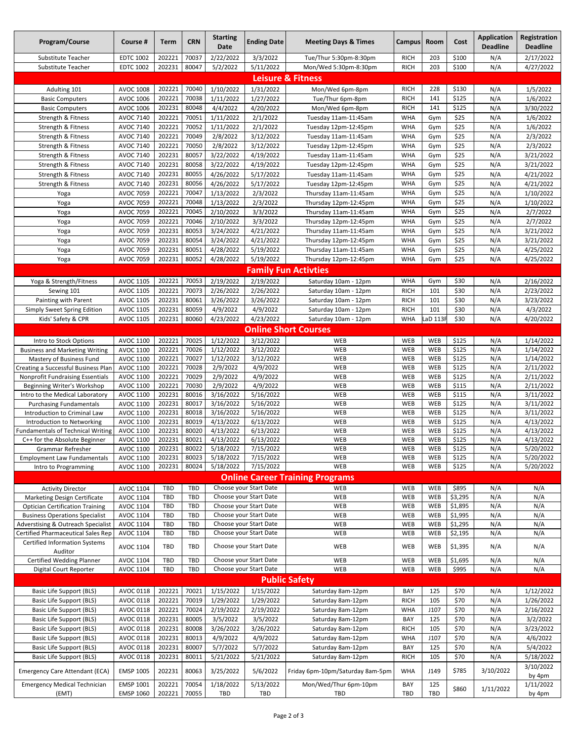| Program/Course | Course # | Term | CRN | Starting Date | Ending Date | Meeting Days & Times | Campus | Room | Cost | Application Deadline | Registration Deadline |
|---|---|---|---|---|---|---|---|---|---|---|---|
| Substitute Teacher | EDTC 1002 | 202221 | 70037 | 2/22/2022 | 3/3/2022 | Tue/Thur 5:30pm-8:30pm | RICH | 203 | $100 | N/A | 2/17/2022 |
| Substitute Teacher | EDTC 1002 | 202231 | 80047 | 5/2/2022 | 5/11/2022 | Mon/Wed 5:30pm-8:30pm | RICH | 203 | $100 | N/A | 4/27/2022 |
| **Leisure & Fitness** | | | | | | | | | | | |
| Adulting 101 | AVOC 1008 | 202221 | 70040 | 1/10/2022 | 1/31/2022 | Mon/Wed 6pm-8pm | RICH | 228 | $130 | N/A | 1/5/2022 |
| Basic Computers | AVOC 1006 | 202221 | 70038 | 1/11/2022 | 1/27/2022 | Tue/Thur 6pm-8pm | RICH | 141 | $125 | N/A | 1/6/2022 |
| Basic Computers | AVOC 1006 | 202231 | 80048 | 4/4/2022 | 4/20/2022 | Mon/Wed 6pm-8pm | RICH | 141 | $125 | N/A | 3/30/2022 |
| Strength & Fitness | AVOC 7140 | 202221 | 70051 | 1/11/2022 | 2/1/2022 | Tuesday 11am-11:45am | WHA | Gym | $25 | N/A | 1/6/2022 |
| Strength & Fitness | AVOC 7140 | 202221 | 70052 | 1/11/2022 | 2/1/2022 | Tuesday 12pm-12:45pm | WHA | Gym | $25 | N/A | 1/6/2022 |
| Strength & Fitness | AVOC 7140 | 202221 | 70049 | 2/8/2022 | 3/12/2022 | Tuesday 11am-11:45am | WHA | Gym | $25 | N/A | 2/3/2022 |
| Strength & Fitness | AVOC 7140 | 202221 | 70050 | 2/8/2022 | 3/12/2022 | Tuesday 12pm-12:45pm | WHA | Gym | $25 | N/A | 2/3/2022 |
| Strength & Fitness | AVOC 7140 | 202231 | 80057 | 3/22/2022 | 4/19/2022 | Tuesday 11am-11:45am | WHA | Gym | $25 | N/A | 3/21/2022 |
| Strength & Fitness | AVOC 7140 | 202231 | 80058 | 3/22/2022 | 4/19/2022 | Tuesday 12pm-12:45pm | WHA | Gym | $25 | N/A | 3/21/2022 |
| Strength & Fitness | AVOC 7140 | 202231 | 80055 | 4/26/2022 | 5/17/2022 | Tuesday 11am-11:45am | WHA | Gym | $25 | N/A | 4/21/2022 |
| Strength & Fitness | AVOC 7140 | 202231 | 80056 | 4/26/2022 | 5/17/2022 | Tuesday 12pm-12:45pm | WHA | Gym | $25 | N/A | 4/21/2022 |
| Yoga | AVOC 7059 | 202221 | 70047 | 1/13/2022 | 2/3/2022 | Thursday 11am-11:45am | WHA | Gym | $25 | N/A | 1/10/2022 |
| Yoga | AVOC 7059 | 202221 | 70048 | 1/13/2022 | 2/3/2022 | Thursday 12pm-12:45pm | WHA | Gym | $25 | N/A | 1/10/2022 |
| Yoga | AVOC 7059 | 202221 | 70045 | 2/10/2022 | 3/3/2022 | Thursday 11am-11:45am | WHA | Gym | $25 | N/A | 2/7/2022 |
| Yoga | AVOC 7059 | 202221 | 70046 | 2/10/2022 | 3/3/2022 | Thursday 12pm-12:45pm | WHA | Gym | $25 | N/A | 2/7/2022 |
| Yoga | AVOC 7059 | 202231 | 80053 | 3/24/2022 | 4/21/2022 | Thursday 11am-11:45am | WHA | Gym | $25 | N/A | 3/21/2022 |
| Yoga | AVOC 7059 | 202231 | 80054 | 3/24/2022 | 4/21/2022 | Thursday 12pm-12:45pm | WHA | Gym | $25 | N/A | 3/21/2022 |
| Yoga | AVOC 7059 | 202231 | 80051 | 4/28/2022 | 5/19/2022 | Thursday 11am-11:45am | WHA | Gym | $25 | N/A | 4/25/2022 |
| Yoga | AVOC 7059 | 202231 | 80052 | 4/28/2022 | 5/19/2022 | Thursday 12pm-12:45pm | WHA | Gym | $25 | N/A | 4/25/2022 |
| **Family Fun Activties** | | | | | | | | | | | |
| Yoga & Strength/Fitness | AVOC 1105 | 202221 | 70053 | 2/19/2022 | 2/19/2022 | Saturday 10am - 12pm | WHA | Gym | $30 | N/A | 2/16/2022 |
| Sewing 101 | AVOC 1105 | 202221 | 70073 | 2/26/2022 | 2/26/2022 | Saturday 10am - 12pm | RICH | 101 | $30 | N/A | 2/23/2022 |
| Painting with Parent | AVOC 1105 | 202231 | 80061 | 3/26/2022 | 3/26/2022 | Saturday 10am - 12pm | RICH | 101 | $30 | N/A | 3/23/2022 |
| Simply Sweet Spring Edition | AVOC 1105 | 202231 | 80059 | 4/9/2022 | 4/9/2022 | Saturday 10am - 12pm | RICH | 101 | $30 | N/A | 4/3/2022 |
| Kids' Safety & CPR | AVOC 1105 | 202231 | 80060 | 4/23/2022 | 4/23/2022 | Saturday 10am - 12pm | WHA | LaD 113F | $30 | N/A | 4/20/2022 |
| **Online Short Courses** | | | | | | | | | | | |
| Intro to Stock Options | AVOC 1100 | 202221 | 70025 | 1/12/2022 | 3/12/2022 | WEB | WEB | WEB | $125 | N/A | 1/14/2022 |
| Business and Marketing Writing | AVOC 1100 | 202221 | 70026 | 1/12/2022 | 3/12/2022 | WEB | WEB | WEB | $125 | N/A | 1/14/2022 |
| Mastery of Business Fund | AVOC 1100 | 202221 | 70027 | 1/12/2022 | 3/12/2022 | WEB | WEB | WEB | $125 | N/A | 1/14/2022 |
| Creating a Successful Business Plan | AVOC 1100 | 202221 | 70028 | 2/9/2022 | 4/9/2022 | WEB | WEB | WEB | $125 | N/A | 2/11/2022 |
| Nonprofit Fundraising Essentials | AVOC 1100 | 202221 | 70029 | 2/9/2022 | 4/9/2022 | WEB | WEB | WEB | $125 | N/A | 2/11/2022 |
| Beginning Writer's Workshop | AVOC 1100 | 202221 | 70030 | 2/9/2022 | 4/9/2022 | WEB | WEB | WEB | $115 | N/A | 2/11/2022 |
| Intro to the Medical Laboratory | AVOC 1100 | 202231 | 80016 | 3/16/2022 | 5/16/2022 | WEB | WEB | WEB | $115 | N/A | 3/11/2022 |
| Purchasing Fundamentals | AVOC 1100 | 202231 | 80017 | 3/16/2022 | 5/16/2022 | WEB | WEB | WEB | $125 | N/A | 3/11/2022 |
| Introduction to Criminal Law | AVOC 1100 | 202231 | 80018 | 3/16/2022 | 5/16/2022 | WEB | WEB | WEB | $125 | N/A | 3/11/2022 |
| Introduction to Networking | AVOC 1100 | 202231 | 80019 | 4/13/2022 | 6/13/2022 | WEB | WEB | WEB | $125 | N/A | 4/13/2022 |
| Fundamentals of Technical Writing | AVOC 1100 | 202231 | 80020 | 4/13/2022 | 6/13/2022 | WEB | WEB | WEB | $125 | N/A | 4/13/2022 |
| C++ for the Absolute Beginner | AVOC 1100 | 202231 | 80021 | 4/13/2022 | 6/13/2022 | WEB | WEB | WEB | $125 | N/A | 4/13/2022 |
| Grammar Refresher | AVOC 1100 | 202231 | 80022 | 5/18/2022 | 7/15/2022 | WEB | WEB | WEB | $125 | N/A | 5/20/2022 |
| Employment Law Fundamentals | AVOC 1100 | 202231 | 80023 | 5/18/2022 | 7/15/2022 | WEB | WEB | WEB | $125 | N/A | 5/20/2022 |
| Intro to Programming | AVOC 1100 | 202231 | 80024 | 5/18/2022 | 7/15/2022 | WEB | WEB | WEB | $125 | N/A | 5/20/2022 |
| **Online Career Training Programs** | | | | | | | | | | | |
| Activity Director | AVOC 1104 | TBD | TBD | Choose your Start Date | | WEB | WEB | WEB | $895 | N/A | N/A |
| Marketing Design Certificate | AVOC 1104 | TBD | TBD | Choose your Start Date | | WEB | WEB | WEB | $3,295 | N/A | N/A |
| Optician Certification Training | AVOC 1104 | TBD | TBD | Choose your Start Date | | WEB | WEB | WEB | $1,895 | N/A | N/A |
| Business Operations Specialist | AVOC 1104 | TBD | TBD | Choose your Start Date | | WEB | WEB | WEB | $1,995 | N/A | N/A |
| Adverstising & Outreach Specialist | AVOC 1104 | TBD | TBD | Choose your Start Date | | WEB | WEB | WEB | $1,295 | N/A | N/A |
| Certified Pharmaceutical Sales Rep | AVOC 1104 | TBD | TBD | Choose your Start Date | | WEB | WEB | WEB | $2,195 | N/A | N/A |
| Certified Information Systems Auditor | AVOC 1104 | TBD | TBD | Choose your Start Date | | WEB | WEB | WEB | $1,395 | N/A | N/A |
| Certified Wedding Planner | AVOC 1104 | TBD | TBD | Choose your Start Date | | WEB | WEB | WEB | $1,695 | N/A | N/A |
| Digital Court Reporter | AVOC 1104 | TBD | TBD | Choose your Start Date | | WEB | WEB | WEB | $995 | N/A | N/A |
| **Public Safety** | | | | | | | | | | | |
| Basic Life Support (BLS) | AVOC 0118 | 202221 | 70021 | 1/15/2022 | 1/15/2022 | Saturday 8am-12pm | BAY | 125 | $70 | N/A | 1/12/2022 |
| Basic Life Support (BLS) | AVOC 0118 | 202221 | 70019 | 1/29/2022 | 1/29/2022 | Saturday 8am-12pm | RICH | 105 | $70 | N/A | 1/26/2022 |
| Basic Life Support (BLS) | AVOC 0118 | 202221 | 70024 | 2/19/2022 | 2/19/2022 | Saturday 8am-12pm | WHA | J107 | $70 | N/A | 2/16/2022 |
| Basic Life Support (BLS) | AVOC 0118 | 202231 | 80005 | 3/5/2022 | 3/5/2022 | Saturday 8am-12pm | BAY | 125 | $70 | N/A | 3/2/2022 |
| Basic Life Support (BLS) | AVOC 0118 | 202231 | 80008 | 3/26/2022 | 3/26/2022 | Saturday 8am-12pm | RICH | 105 | $70 | N/A | 3/23/2022 |
| Basic Life Support (BLS) | AVOC 0118 | 202231 | 80013 | 4/9/2022 | 4/9/2022 | Saturday 8am-12pm | WHA | J107 | $70 | N/A | 4/6/2022 |
| Basic Life Support (BLS) | AVOC 0118 | 202231 | 80007 | 5/7/2022 | 5/7/2022 | Saturday 8am-12pm | BAY | 125 | $70 | N/A | 5/4/2022 |
| Basic Life Support (BLS) | AVOC 0118 | 202231 | 80011 | 5/21/2022 | 5/21/2022 | Saturday 8am-12pm | RICH | 105 | $70 | N/A | 5/18/2022 |
| Emergency Care Attendant (ECA) | EMSP 1005 | 202231 | 80063 | 3/25/2022 | 5/6/2022 | Friday 6pm-10pm/Saturday 8am-5pm | WHA | J149 | $785 | 3/10/2022 | 3/10/2022 by 4pm |
| Emergency Medical Technician (EMT) | EMSP 1001 EMSP 1060 | 202221 202221 | 70054 70055 | 1/18/2022 TBD | 5/13/2022 TBD | Mon/Wed/Thur 6pm-10pm TBD | BAY TBD | 125 TBD | $860 | 1/11/2022 | 1/11/2022 by 4pm |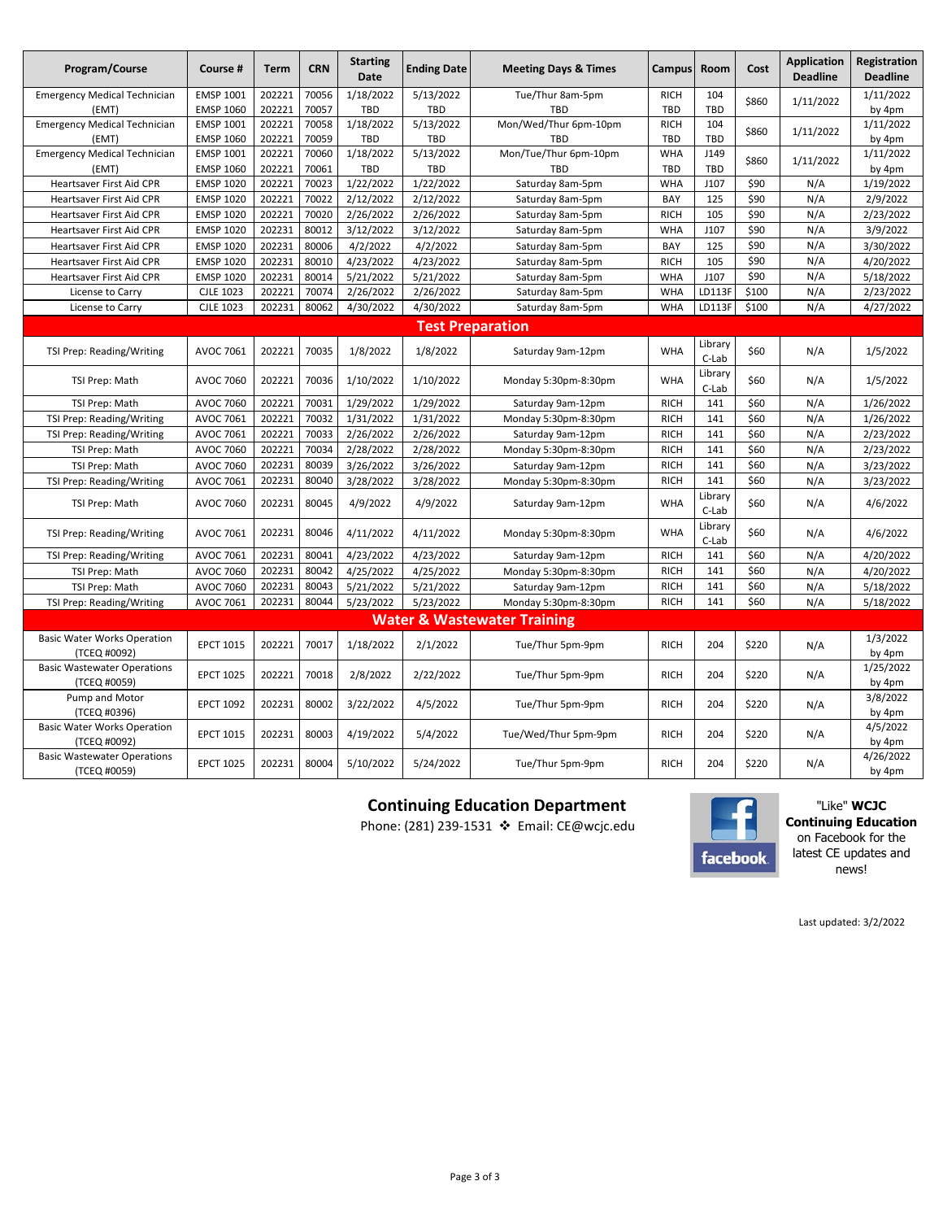| Program/Course | Course # | Term | CRN | Starting Date | Ending Date | Meeting Days & Times | Campus | Room | Cost | Application Deadline | Registration Deadline |
|---|---|---|---|---|---|---|---|---|---|---|---|
| Emergency Medical Technician (EMT) | EMSP 1001<br>EMSP 1060 | 202221<br>202221 | 70056<br>70057 | 1/18/2022<br>TBD | 5/13/2022<br>TBD | Tue/Thur 8am-5pm<br>TBD | RICH<br>TBD | 104<br>TBD | $860 | 1/11/2022 | 1/11/2022 by 4pm |
| Emergency Medical Technician (EMT) | EMSP 1001<br>EMSP 1060 | 202221<br>202221 | 70058<br>70059 | 1/18/2022<br>TBD | 5/13/2022<br>TBD | Mon/Wed/Thur 6pm-10pm<br>TBD | RICH<br>TBD | 104<br>TBD | $860 | 1/11/2022 | 1/11/2022 by 4pm |
| Emergency Medical Technician (EMT) | EMSP 1001<br>EMSP 1060 | 202221<br>202221 | 70060<br>70061 | 1/18/2022<br>TBD | 5/13/2022<br>TBD | Mon/Tue/Thur 6pm-10pm<br>TBD | WHA<br>TBD | J149<br>TBD | $860 | 1/11/2022 | 1/11/2022 by 4pm |
| Heartsaver First Aid CPR | EMSP 1020 | 202221 | 70023 | 1/22/2022 | 1/22/2022 | Saturday 8am-5pm | WHA | J107 | $90 | N/A | 1/19/2022 |
| Heartsaver First Aid CPR | EMSP 1020 | 202221 | 70022 | 2/12/2022 | 2/12/2022 | Saturday 8am-5pm | BAY | 125 | $90 | N/A | 2/9/2022 |
| Heartsaver First Aid CPR | EMSP 1020 | 202221 | 70020 | 2/26/2022 | 2/26/2022 | Saturday 8am-5pm | RICH | 105 | $90 | N/A | 2/23/2022 |
| Heartsaver First Aid CPR | EMSP 1020 | 202231 | 80012 | 3/12/2022 | 3/12/2022 | Saturday 8am-5pm | WHA | J107 | $90 | N/A | 3/9/2022 |
| Heartsaver First Aid CPR | EMSP 1020 | 202231 | 80006 | 4/2/2022 | 4/2/2022 | Saturday 8am-5pm | BAY | 125 | $90 | N/A | 3/30/2022 |
| Heartsaver First Aid CPR | EMSP 1020 | 202231 | 80010 | 4/23/2022 | 4/23/2022 | Saturday 8am-5pm | RICH | 105 | $90 | N/A | 4/20/2022 |
| Heartsaver First Aid CPR | EMSP 1020 | 202231 | 80014 | 5/21/2022 | 5/21/2022 | Saturday 8am-5pm | WHA | J107 | $90 | N/A | 5/18/2022 |
| License to Carry | CJLE 1023 | 202221 | 70074 | 2/26/2022 | 2/26/2022 | Saturday 8am-5pm | WHA | LD113F | $100 | N/A | 2/23/2022 |
| License to Carry | CJLE 1023 | 202231 | 80062 | 4/30/2022 | 4/30/2022 | Saturday 8am-5pm | WHA | LD113F | $100 | N/A | 4/27/2022 |
| **Test Preparation** | | | | | | | | | | | |
| TSI Prep: Reading/Writing | AVOC 7061 | 202221 | 70035 | 1/8/2022 | 1/8/2022 | Saturday 9am-12pm | WHA | Library C-Lab | $60 | N/A | 1/5/2022 |
| TSI Prep: Math | AVOC 7060 | 202221 | 70036 | 1/10/2022 | 1/10/2022 | Monday 5:30pm-8:30pm | WHA | Library C-Lab | $60 | N/A | 1/5/2022 |
| TSI Prep: Math | AVOC 7060 | 202221 | 70031 | 1/29/2022 | 1/29/2022 | Saturday 9am-12pm | RICH | 141 | $60 | N/A | 1/26/2022 |
| TSI Prep: Reading/Writing | AVOC 7061 | 202221 | 70032 | 1/31/2022 | 1/31/2022 | Monday 5:30pm-8:30pm | RICH | 141 | $60 | N/A | 1/26/2022 |
| TSI Prep: Reading/Writing | AVOC 7061 | 202221 | 70033 | 2/26/2022 | 2/26/2022 | Saturday 9am-12pm | RICH | 141 | $60 | N/A | 2/23/2022 |
| TSI Prep: Math | AVOC 7060 | 202221 | 70034 | 2/28/2022 | 2/28/2022 | Monday 5:30pm-8:30pm | RICH | 141 | $60 | N/A | 2/23/2022 |
| TSI Prep: Math | AVOC 7060 | 202231 | 80039 | 3/26/2022 | 3/26/2022 | Saturday 9am-12pm | RICH | 141 | $60 | N/A | 3/23/2022 |
| TSI Prep: Reading/Writing | AVOC 7061 | 202231 | 80040 | 3/28/2022 | 3/28/2022 | Monday 5:30pm-8:30pm | RICH | 141 | $60 | N/A | 3/23/2022 |
| TSI Prep: Math | AVOC 7060 | 202231 | 80045 | 4/9/2022 | 4/9/2022 | Saturday 9am-12pm | WHA | Library C-Lab | $60 | N/A | 4/6/2022 |
| TSI Prep: Reading/Writing | AVOC 7061 | 202231 | 80046 | 4/11/2022 | 4/11/2022 | Monday 5:30pm-8:30pm | WHA | Library C-Lab | $60 | N/A | 4/6/2022 |
| TSI Prep: Reading/Writing | AVOC 7061 | 202231 | 80041 | 4/23/2022 | 4/23/2022 | Saturday 9am-12pm | RICH | 141 | $60 | N/A | 4/20/2022 |
| TSI Prep: Math | AVOC 7060 | 202231 | 80042 | 4/25/2022 | 4/25/2022 | Monday 5:30pm-8:30pm | RICH | 141 | $60 | N/A | 4/20/2022 |
| TSI Prep: Math | AVOC 7060 | 202231 | 80043 | 5/21/2022 | 5/21/2022 | Saturday 9am-12pm | RICH | 141 | $60 | N/A | 5/18/2022 |
| TSI Prep: Reading/Writing | AVOC 7061 | 202231 | 80044 | 5/23/2022 | 5/23/2022 | Monday 5:30pm-8:30pm | RICH | 141 | $60 | N/A | 5/18/2022 |
| **Water & Wastewater Training** | | | | | | | | | | | |
| Basic Water Works Operation (TCEQ #0092) | EPCT 1015 | 202221 | 70017 | 1/18/2022 | 2/1/2022 | Tue/Thur 5pm-9pm | RICH | 204 | $220 | N/A | 1/3/2022 by 4pm |
| Basic Wastewater Operations (TCEQ #0059) | EPCT 1025 | 202221 | 70018 | 2/8/2022 | 2/22/2022 | Tue/Thur 5pm-9pm | RICH | 204 | $220 | N/A | 1/25/2022 by 4pm |
| Pump and Motor (TCEQ #0396) | EPCT 1092 | 202231 | 80002 | 3/22/2022 | 4/5/2022 | Tue/Thur 5pm-9pm | RICH | 204 | $220 | N/A | 3/8/2022 by 4pm |
| Basic Water Works Operation (TCEQ #0092) | EPCT 1015 | 202231 | 80003 | 4/19/2022 | 5/4/2022 | Tue/Wed/Thur 5pm-9pm | RICH | 204 | $220 | N/A | 4/5/2022 by 4pm |
| Basic Wastewater Operations (TCEQ #0059) | EPCT 1025 | 202231 | 80004 | 5/10/2022 | 5/24/2022 | Tue/Thur 5pm-9pm | RICH | 204 | $220 | N/A | 4/26/2022 by 4pm |

**Continuing Education Department**

Phone: (281) 239-1531 ❖ Email: CE@wcjc.edu

"Like" **WCJC Continuing Education** on Facebook for the latest CE updates and news!

Last updated: 3/2/2022